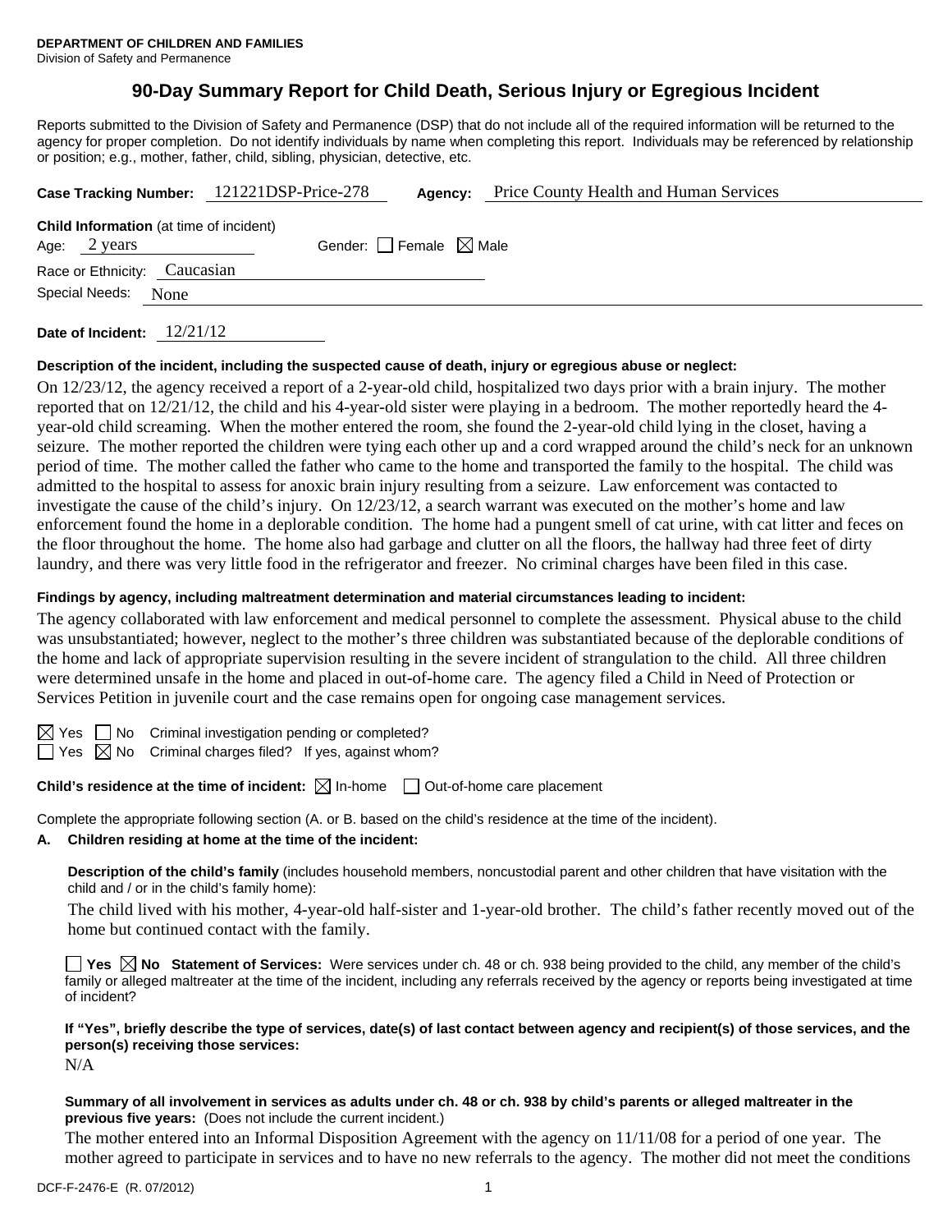**DEPARTMENT OF CHILDREN AND FAMILIES**
Division of Safety and Permanence

# 90-Day Summary Report for Child Death, Serious Injury or Egregious Incident

Reports submitted to the Division of Safety and Permanence (DSP) that do not include all of the required information will be returned to the agency for proper completion. Do not identify individuals by name when completing this report. Individuals may be referenced by relationship or position; e.g., mother, father, child, sibling, physician, detective, etc.

**Case Tracking Number:** 121221DSP-Price-278 **Agency:** Price County Health and Human Services

**Child Information** (at time of incident)
Age: 2 years Gender: ☐ Female ☒ Male
Race or Ethnicity: Caucasian
Special Needs: None

**Date of Incident:** 12/21/12

**Description of the incident, including the suspected cause of death, injury or egregious abuse or neglect:**

On 12/23/12, the agency received a report of a 2-year-old child, hospitalized two days prior with a brain injury. The mother reported that on 12/21/12, the child and his 4-year-old sister were playing in a bedroom. The mother reportedly heard the 4-year-old child screaming. When the mother entered the room, she found the 2-year-old child lying in the closet, having a seizure. The mother reported the children were tying each other up and a cord wrapped around the child's neck for an unknown period of time. The mother called the father who came to the home and transported the family to the hospital. The child was admitted to the hospital to assess for anoxic brain injury resulting from a seizure. Law enforcement was contacted to investigate the cause of the child's injury. On 12/23/12, a search warrant was executed on the mother's home and law enforcement found the home in a deplorable condition. The home had a pungent smell of cat urine, with cat litter and feces on the floor throughout the home. The home also had garbage and clutter on all the floors, the hallway had three feet of dirty laundry, and there was very little food in the refrigerator and freezer. No criminal charges have been filed in this case.

**Findings by agency, including maltreatment determination and material circumstances leading to incident:**

The agency collaborated with law enforcement and medical personnel to complete the assessment. Physical abuse to the child was unsubstantiated; however, neglect to the mother's three children was substantiated because of the deplorable conditions of the home and lack of appropriate supervision resulting in the severe incident of strangulation to the child. All three children were determined unsafe in the home and placed in out-of-home care. The agency filed a Child in Need of Protection or Services Petition in juvenile court and the case remains open for ongoing case management services.

☒ Yes ☐ No Criminal investigation pending or completed?
☐ Yes ☒ No Criminal charges filed? If yes, against whom?

**Child's residence at the time of incident:** ☒ In-home ☐ Out-of-home care placement

Complete the appropriate following section (A. or B. based on the child's residence at the time of the incident).

**A. Children residing at home at the time of the incident:**

**Description of the child's family** (includes household members, noncustodial parent and other children that have visitation with the child and / or in the child's family home):

The child lived with his mother, 4-year-old half-sister and 1-year-old brother. The child's father recently moved out of the home but continued contact with the family.

☐ **Yes** ☒ **No Statement of Services:** Were services under ch. 48 or ch. 938 being provided to the child, any member of the child's family or alleged maltreater at the time of the incident, including any referrals received by the agency or reports being investigated at time of incident?

**If "Yes", briefly describe the type of services, date(s) of last contact between agency and recipient(s) of those services, and the person(s) receiving those services:**

N/A

**Summary of all involvement in services as adults under ch. 48 or ch. 938 by child's parents or alleged maltreater in the previous five years:** (Does not include the current incident.)

The mother entered into an Informal Disposition Agreement with the agency on 11/11/08 for a period of one year. The mother agreed to participate in services and to have no new referrals to the agency. The mother did not meet the conditions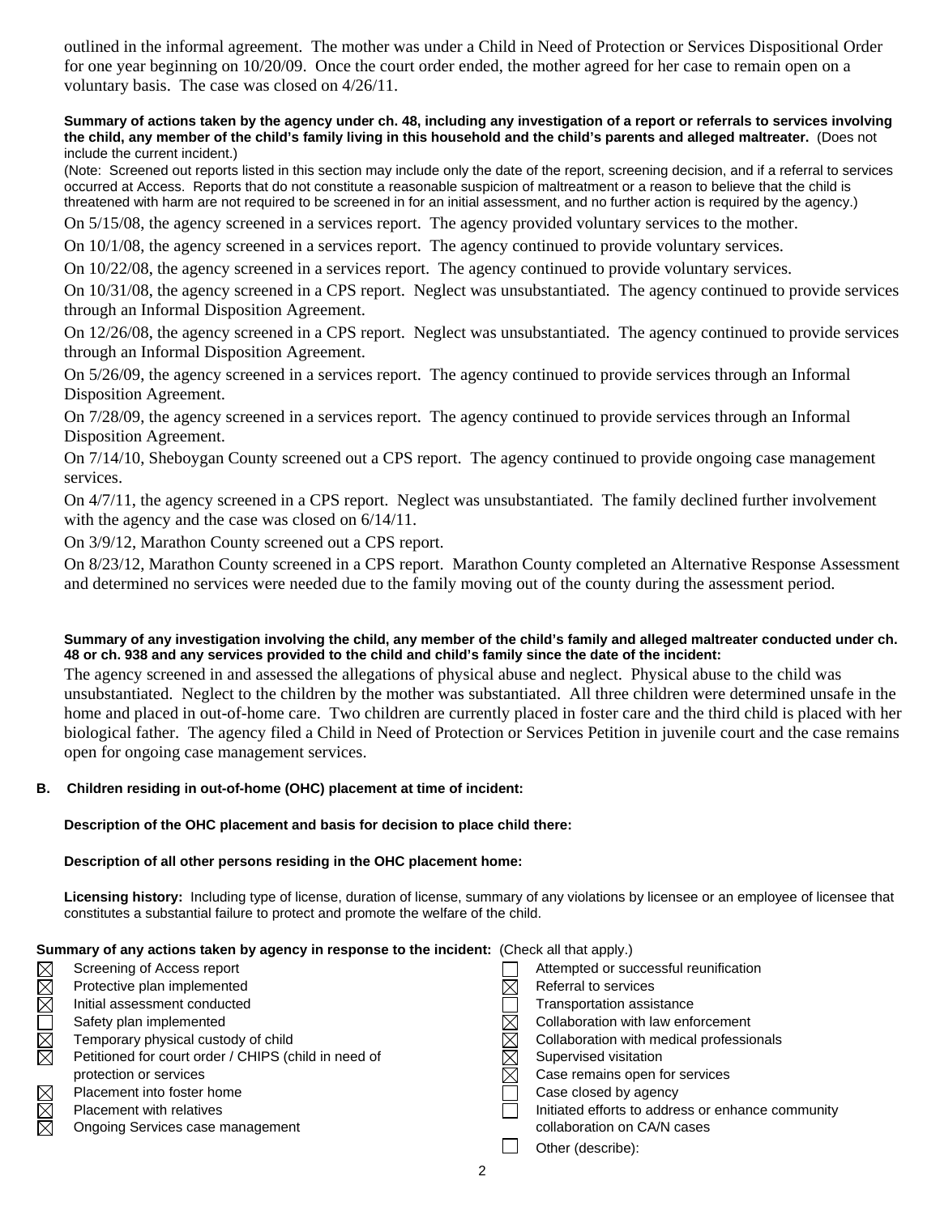outlined in the informal agreement. The mother was under a Child in Need of Protection or Services Dispositional Order for one year beginning on 10/20/09. Once the court order ended, the mother agreed for her case to remain open on a voluntary basis. The case was closed on 4/26/11.

**Summary of actions taken by the agency under ch. 48, including any investigation of a report or referrals to services involving the child, any member of the child's family living in this household and the child's parents and alleged maltreater.** (Does not include the current incident.)

(Note: Screened out reports listed in this section may include only the date of the report, screening decision, and if a referral to services occurred at Access. Reports that do not constitute a reasonable suspicion of maltreatment or a reason to believe that the child is threatened with harm are not required to be screened in for an initial assessment, and no further action is required by the agency.)

On 5/15/08, the agency screened in a services report. The agency provided voluntary services to the mother.

On 10/1/08, the agency screened in a services report. The agency continued to provide voluntary services.

On 10/22/08, the agency screened in a services report. The agency continued to provide voluntary services.

On 10/31/08, the agency screened in a CPS report. Neglect was unsubstantiated. The agency continued to provide services through an Informal Disposition Agreement.

On 12/26/08, the agency screened in a CPS report. Neglect was unsubstantiated. The agency continued to provide services through an Informal Disposition Agreement.

On 5/26/09, the agency screened in a services report. The agency continued to provide services through an Informal Disposition Agreement.

On 7/28/09, the agency screened in a services report. The agency continued to provide services through an Informal Disposition Agreement.

On 7/14/10, Sheboygan County screened out a CPS report. The agency continued to provide ongoing case management services.

On 4/7/11, the agency screened in a CPS report. Neglect was unsubstantiated. The family declined further involvement with the agency and the case was closed on 6/14/11.

On 3/9/12, Marathon County screened out a CPS report.

On 8/23/12, Marathon County screened in a CPS report. Marathon County completed an Alternative Response Assessment and determined no services were needed due to the family moving out of the county during the assessment period.

**Summary of any investigation involving the child, any member of the child's family and alleged maltreater conducted under ch. 48 or ch. 938 and any services provided to the child and child's family since the date of the incident:**

The agency screened in and assessed the allegations of physical abuse and neglect. Physical abuse to the child was unsubstantiated. Neglect to the children by the mother was substantiated. All three children were determined unsafe in the home and placed in out-of-home care. Two children are currently placed in foster care and the third child is placed with her biological father. The agency filed a Child in Need of Protection or Services Petition in juvenile court and the case remains open for ongoing case management services.

**B. Children residing in out-of-home (OHC) placement at time of incident:**

**Description of the OHC placement and basis for decision to place child there:**

**Description of all other persons residing in the OHC placement home:**

**Licensing history:** Including type of license, duration of license, summary of any violations by licensee or an employee of licensee that constitutes a substantial failure to protect and promote the welfare of the child.

**Summary of any actions taken by agency in response to the incident:** (Check all that apply.)

- [x] Screening of Access report
- [x] Protective plan implemented
- [x] Initial assessment conducted
- [ ] Safety plan implemented
- [x] Temporary physical custody of child
- [x] Petitioned for court order / CHIPS (child in need of protection or services
- [x] Placement into foster home
- [x] Placement with relatives
- [x] Ongoing Services case management
- [ ] Attempted or successful reunification
- [x] Referral to services
- [ ] Transportation assistance
- [x] Collaboration with law enforcement
- [x] Collaboration with medical professionals
- [x] Supervised visitation
- [x] Case remains open for services
- [ ] Case closed by agency
- [ ] Initiated efforts to address or enhance community collaboration on CA/N cases
- [ ] Other (describe):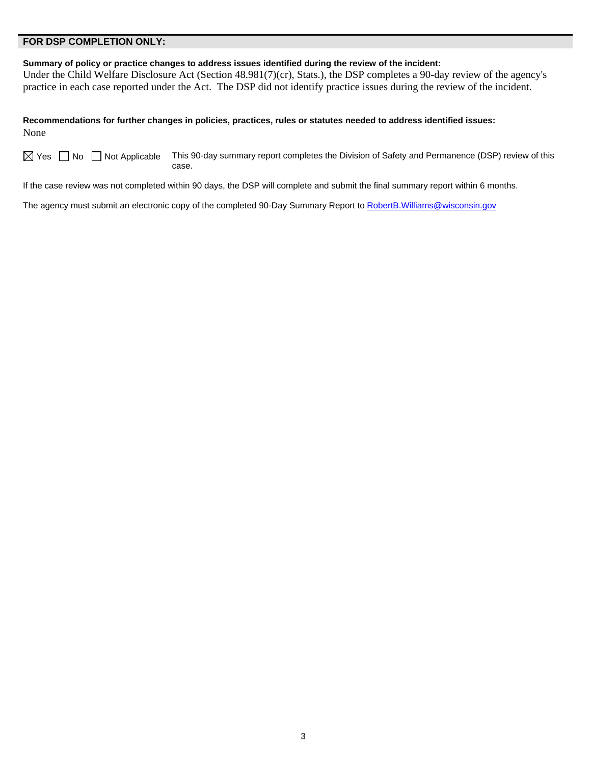## FOR DSP COMPLETION ONLY:

**Summary of policy or practice changes to address issues identified during the review of the incident:**

Under the Child Welfare Disclosure Act (Section 48.981(7)(cr), Stats.), the DSP completes a 90-day review of the agency's practice in each case reported under the Act. The DSP did not identify practice issues during the review of the incident.

**Recommendations for further changes in policies, practices, rules or statutes needed to address identified issues:**

None

☒ Yes ☐ No ☐ Not Applicable This 90-day summary report completes the Division of Safety and Permanence (DSP) review of this case.

If the case review was not completed within 90 days, the DSP will complete and submit the final summary report within 6 months.

The agency must submit an electronic copy of the completed 90-Day Summary Report to RobertB.Williams@wisconsin.gov